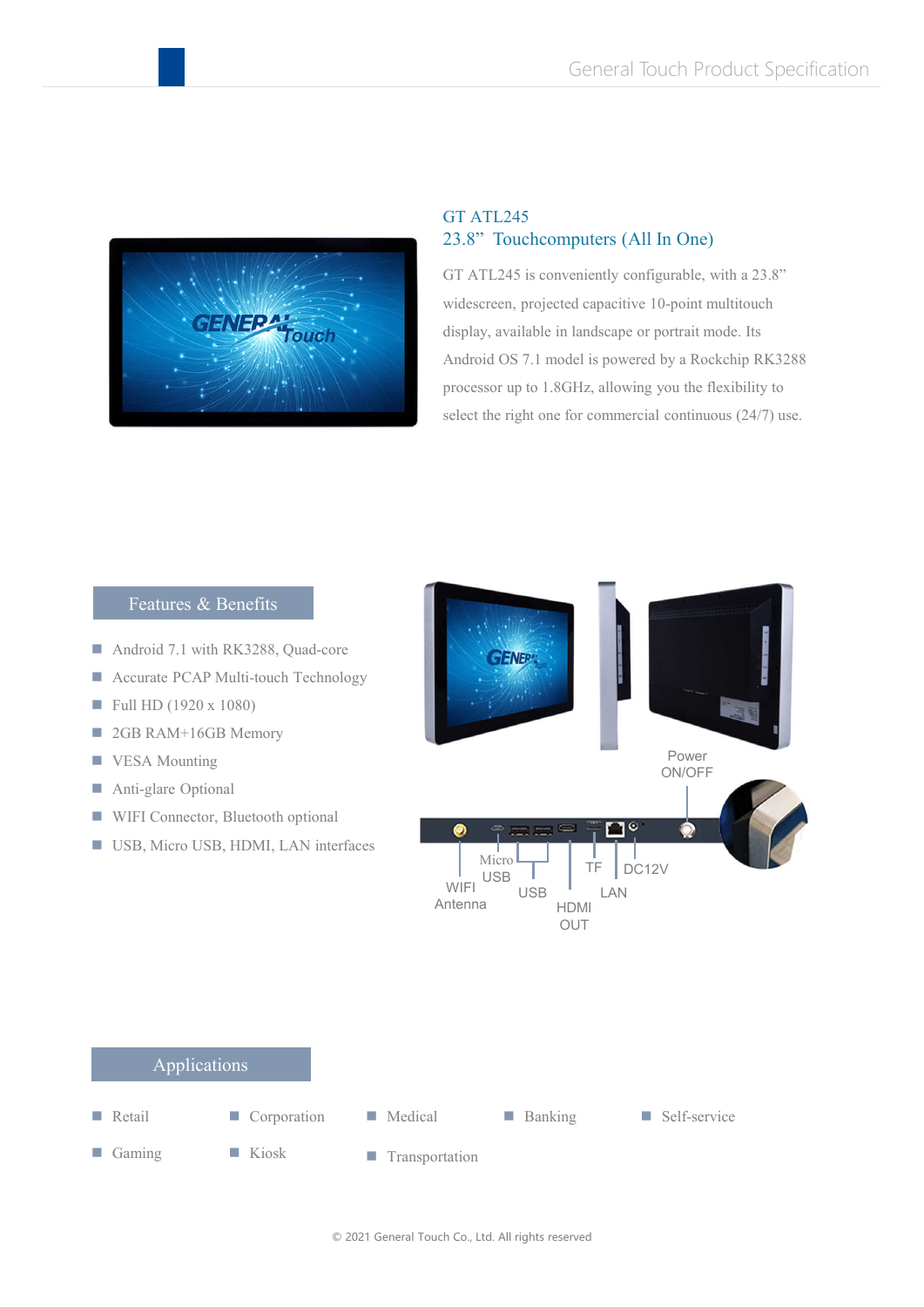# GT ATL245

## 23.8” Touchcomputers (All In One)

GT ATL245 is conveniently configurable, with a 23.8” widescreen, projected capacitive 10-point multitouch display, available in landscape or portrait mode. Its Android OS 7.1 model is powered by a Rockchip RK3288 processor up to 1.8GHz, allowing you the flexibility to select the right one for commercial continuous (24/7) use.

## Features & Benefits

- Android 7.1 with RK3288, Quad-core
- Accurate PCAP Multi-touch Technology
- Full HD (1920 x 1080)
- 2GB RAM+16GB Memory
- VESA Mounting
- Anti-glare Optional
- WIFI Connector, Bluetooth optional
- USB, Micro USB, HDMI, LAN interfaces

## Applications

- Retail
- Corporation
- Medical
- Banking
- Self-service
- Gaming
- Kiosk
- Transportation

© 2021 General Touch Co., Ltd. All rights reserved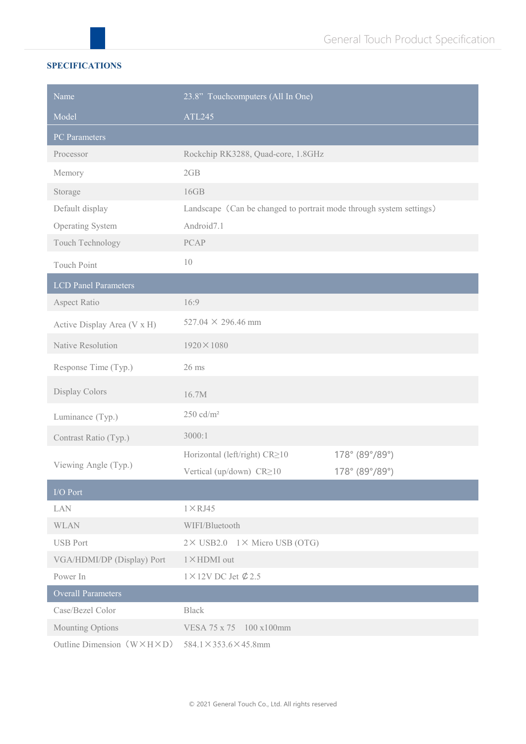**SPECIFICATIONS**

| Name | 23.8" Touchcomputers (All In One) | |
|---|---|---|
| Model | ATL245 | |
| **PC Parameters** | | |
| Processor | Rockchip RK3288, Quad-core, 1.8GHz | |
| Memory | 2GB | |
| Storage | 16GB | |
| Default display | Landscape（Can be changed to portrait mode through system settings） | |
| Operating System | Android7.1 | |
| Touch Technology | PCAP | |
| Touch Point | 10 | |
| **LCD Panel Parameters** | | |
| Aspect Ratio | 16:9 | |
| Active Display Area (V x H) | 527.04 × 296.46 mm | |
| Native Resolution | 1920×1080 | |
| Response Time (Typ.) | 26 ms | |
| Display Colors | 16.7M | |
| Luminance (Typ.) | 250 cd/m² | |
| Contrast Ratio (Typ.) | 3000:1 | |
| Viewing Angle (Typ.) | Horizontal (left/right) CR≥10 | 178° (89°/89°) |
| | Vertical (up/down) CR≥10 | 178° (89°/89°) |
| **I/O Port** | | |
| LAN | 1×RJ45 | |
| WLAN | WIFI/Bluetooth | |
| USB Port | 2× USB2.0 1× Micro USB (OTG) | |
| VGA/HDMI/DP (Display) Port | 1×HDMI out | |
| Power In | 1×12V DC Jet ₵2.5 | |
| **Overall Parameters** | | |
| Case/Bezel Color | Black | |
| Mounting Options | VESA 75 x 75 100 x100mm | |
| Outline Dimension（W×H×D） | 584.1×353.6×45.8mm | |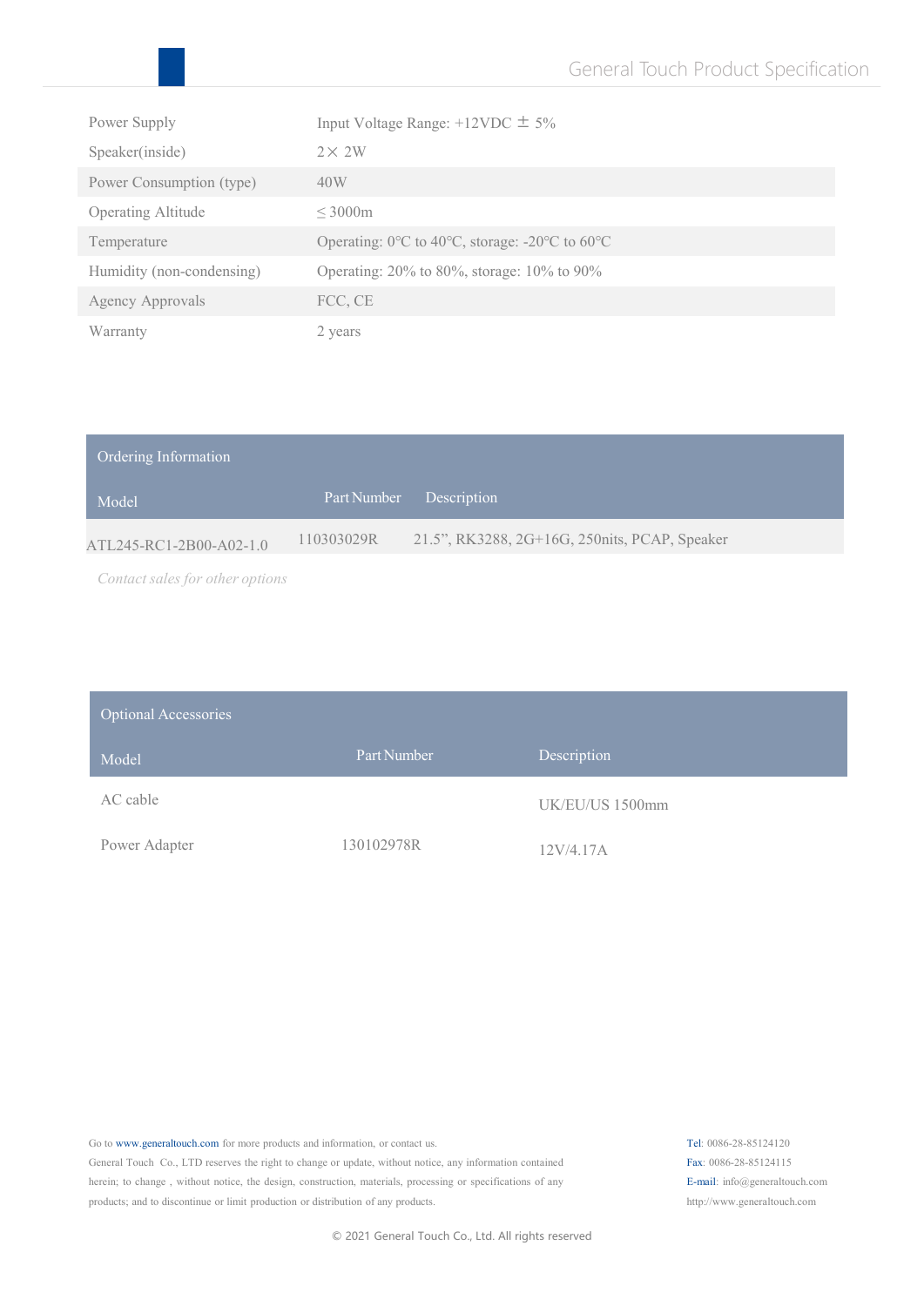| | |
|---|---|
| Power Supply | Input Voltage Range: +12VDC ± 5% |
| Speaker(inside) | 2× 2W |
| Power Consumption (type) | 40W |
| Operating Altitude | ≤ 3000m |
| Temperature | Operating: 0°C to 40°C, storage: -20°C to 60°C |
| Humidity (non-condensing) | Operating: 20% to 80%, storage: 10% to 90% |
| Agency Approvals | FCC, CE |
| Warranty | 2 years |

## Ordering Information

| Model | Part Number | Description |
|---|---|---|
| ATL245-RC1-2B00-A02-1.0 | 110303029R | 21.5", RK3288, 2G+16G, 250nits, PCAP, Speaker |

*Contact sales for other options*

## Optional Accessories

| Model | Part Number | Description |
|---|---|---|
| AC cable | | UK/EU/US 1500mm |
| Power Adapter | 130102978R | 12V/4.17A |

Go to www.generaltouch.com for more products and information, or contact us.
General Touch Co., LTD reserves the right to change or update, without notice, any information contained herein; to change , without notice, the design, construction, materials, processing or specifications of any products; and to discontinue or limit production or distribution of any products.

Tel: 0086-28-85124120
Fax: 0086-28-85124115
E-mail: info@generaltouch.com
http://www.generaltouch.com

© 2021 General Touch Co., Ltd. All rights reserved